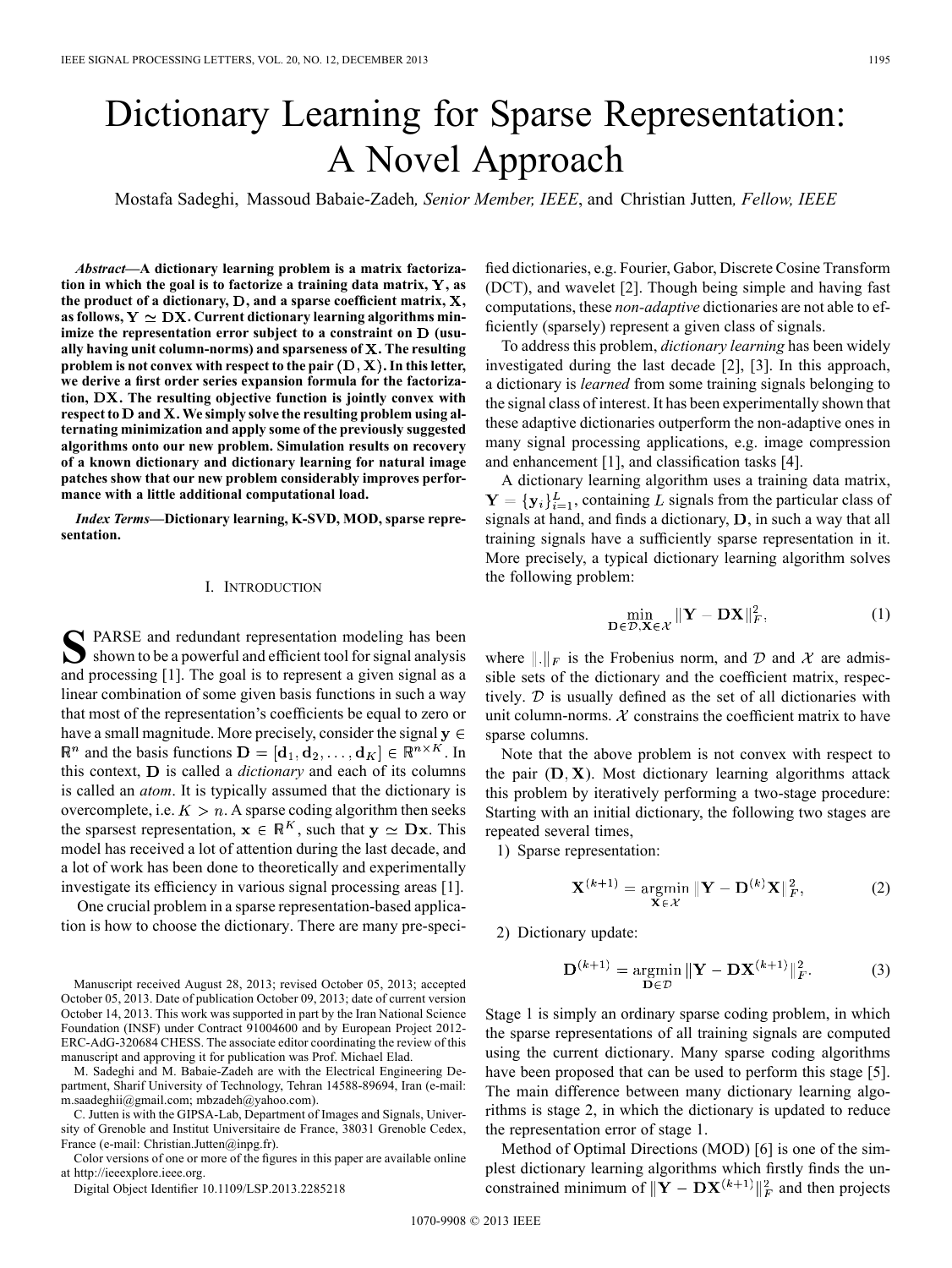# Dictionary Learning for Sparse Representation: A Novel Approach

Mostafa Sadeghi, Massoud Babaie-Zadeh, *Senior Member, IEEE*, and Christian Jutten, *Fellow, IEEE*

***Abstract*—A dictionary learning problem is a matrix factorization in which the goal is to factorize a training data matrix, $\mathbf{Y}$, as the product of a dictionary, $\mathbf{D}$, and a sparse coefficient matrix, $\mathbf{X}$, as follows, $\mathbf{Y} \simeq \mathbf{DX}$. Current dictionary learning algorithms minimize the representation error subject to a constraint on $\mathbf{D}$ (usually having unit column-norms) and sparseness of $\mathbf{X}$. The resulting problem is not convex with respect to the pair $(\mathbf{D}, \mathbf{X})$. In this letter, we derive a first order series expansion formula for the factorization, $\mathbf{DX}$. The resulting objective function is jointly convex with respect to $\mathbf{D}$ and $\mathbf{X}$. We simply solve the resulting problem using alternating minimization and apply some of the previously suggested algorithms onto our new problem. Simulation results on recovery of a known dictionary and dictionary learning for natural image patches show that our new problem considerably improves performance with a little additional computational load.**

***Index Terms*—Dictionary learning, K-SVD, MOD, sparse representation.**

## I. Introduction

Sparse and redundant representation modeling has been shown to be a powerful and efficient tool for signal analysis and processing [1]. The goal is to represent a given signal as a linear combination of some given basis functions in such a way that most of the representation's coefficients be equal to zero or have a small magnitude. More precisely, consider the signal $\mathbf{y} \in \mathbb{R}^n$ and the basis functions $\mathbf{D} = [\mathbf{d}_1, \mathbf{d}_2, \ldots, \mathbf{d}_K] \in \mathbb{R}^{n \times K}$. In this context, $\mathbf{D}$ is called a *dictionary* and each of its columns is called an *atom*. It is typically assumed that the dictionary is overcomplete, i.e. $K > n$. A sparse coding algorithm then seeks the sparsest representation, $\mathbf{x} \in \mathbb{R}^K$, such that $\mathbf{y} \simeq \mathbf{Dx}$. This model has received a lot of attention during the last decade, and a lot of work has been done to theoretically and experimentally investigate its efficiency in various signal processing areas [1].

One crucial problem in a sparse representation-based application is how to choose the dictionary. There are many pre-specified dictionaries, e.g. Fourier, Gabor, Discrete Cosine Transform (DCT), and wavelet [2]. Though being simple and having fast computations, these *non-adaptive* dictionaries are not able to efficiently (sparsely) represent a given class of signals.

To address this problem, *dictionary learning* has been widely investigated during the last decade [2], [3]. In this approach, a dictionary is *learned* from some training signals belonging to the signal class of interest. It has been experimentally shown that these adaptive dictionaries outperform the non-adaptive ones in many signal processing applications, e.g. image compression and enhancement [1], and classification tasks [4].

A dictionary learning algorithm uses a training data matrix, $\mathbf{Y} = \{\mathbf{y}_i\}_{i=1}^L$, containing $L$ signals from the particular class of signals at hand, and finds a dictionary, $\mathbf{D}$, in such a way that all training signals have a sufficiently sparse representation in it. More precisely, a typical dictionary learning algorithm solves the following problem:

$$\min_{\mathbf{D} \in \mathcal{D}, \mathbf{X} \in \mathcal{X}} \|\mathbf{Y} - \mathbf{DX}\|_F^2, \tag{1}$$

where $\|.\|_F$ is the Frobenius norm, and $\mathcal{D}$ and $\mathcal{X}$ are admissible sets of the dictionary and the coefficient matrix, respectively. $\mathcal{D}$ is usually defined as the set of all dictionaries with unit column-norms. $\mathcal{X}$ constrains the coefficient matrix to have sparse columns.

Note that the above problem is not convex with respect to the pair $(\mathbf{D}, \mathbf{X})$. Most dictionary learning algorithms attack this problem by iteratively performing a two-stage procedure: Starting with an initial dictionary, the following two stages are repeated several times,

1) Sparse representation:

$$\mathbf{X}^{(k+1)} = \underset{\mathbf{X} \in \mathcal{X}}{\operatorname{argmin}} \|\mathbf{Y} - \mathbf{D}^{(k)}\mathbf{X}\|_F^2, \tag{2}$$

2) Dictionary update:

$$\mathbf{D}^{(k+1)} = \underset{\mathbf{D} \in \mathcal{D}}{\operatorname{argmin}} \|\mathbf{Y} - \mathbf{DX}^{(k+1)}\|_F^2. \tag{3}$$

Stage 1 is simply an ordinary sparse coding problem, in which the sparse representations of all training signals are computed using the current dictionary. Many sparse coding algorithms have been proposed that can be used to perform this stage [5]. The main difference between many dictionary learning algorithms is stage 2, in which the dictionary is updated to reduce the representation error of stage 1.

Method of Optimal Directions (MOD) [6] is one of the simplest dictionary learning algorithms which firstly finds the unconstrained minimum of $\|\mathbf{Y} - \mathbf{DX}^{(k+1)}\|_F^2$ and then projects

Manuscript received August 28, 2013; revised October 05, 2013; accepted October 05, 2013. Date of publication October 09, 2013; date of current version October 14, 2013. This work was supported in part by the Iran National Science Foundation (INSF) under Contract 91004600 and by European Project 2012-ERC-AdG-320684 CHESS. The associate editor coordinating the review of this manuscript and approving it for publication was Prof. Michael Elad.

M. Sadeghi and M. Babaie-Zadeh are with the Electrical Engineering Department, Sharif University of Technology, Tehran 14588-89694, Iran (e-mail: m.saadeghii@gmail.com; mbzadeh@yahoo.com).

C. Jutten is with the GIPSA-Lab, Department of Images and Signals, University of Grenoble and Institut Universitaire de France, 38031 Grenoble Cedex, France (e-mail: Christian.Jutten@inpg.fr).

Color versions of one or more of the figures in this paper are available online at http://ieeexplore.ieee.org.

Digital Object Identifier 10.1109/LSP.2013.2285218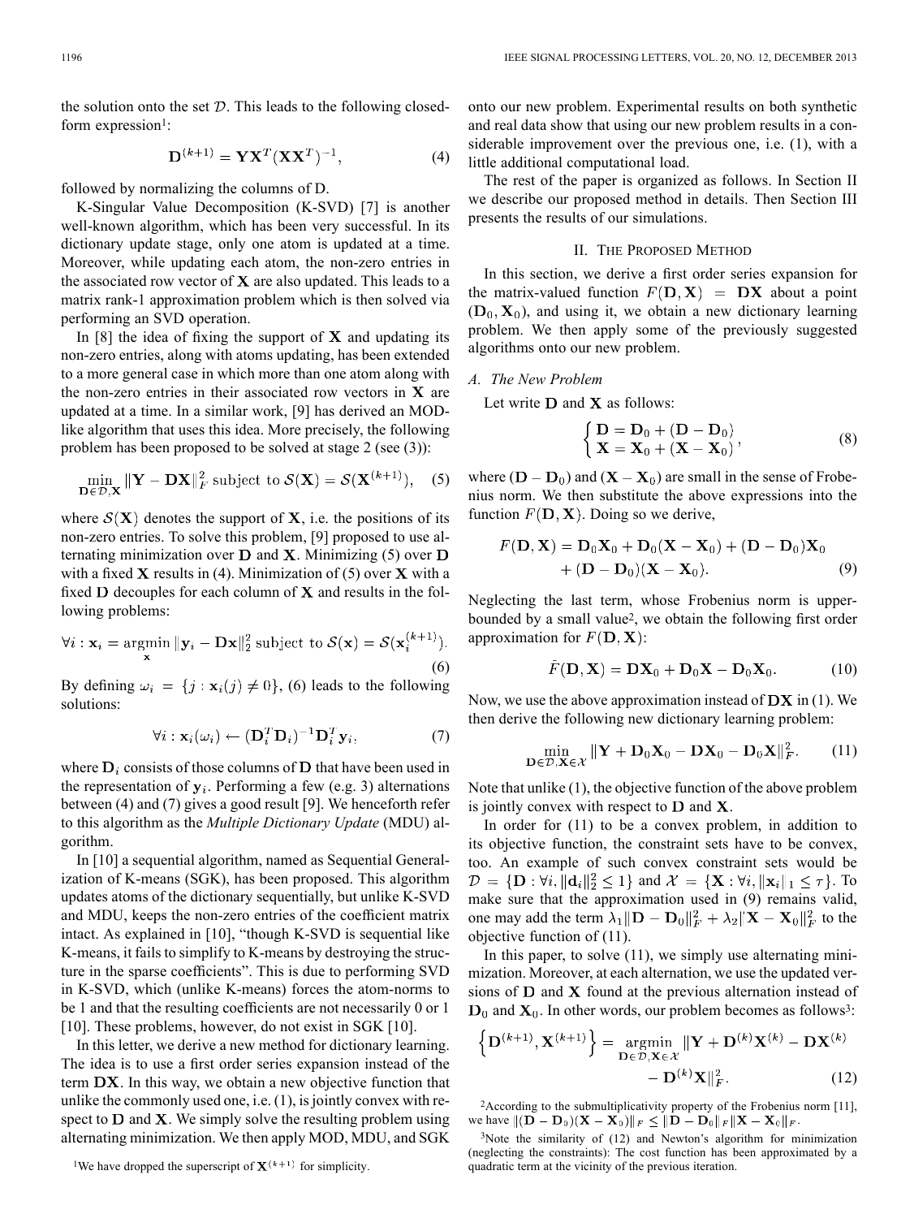the solution onto the set $\mathcal{D}$. This leads to the following closed-form expression[1]:

$$\mathbf{D}^{(k+1)} = \mathbf{Y}\mathbf{X}^T(\mathbf{X}\mathbf{X}^T)^{-1}, \tag{4}$$

followed by normalizing the columns of D.

K-Singular Value Decomposition (K-SVD) [7] is another well-known algorithm, which has been very successful. In its dictionary update stage, only one atom is updated at a time. Moreover, while updating each atom, the non-zero entries in the associated row vector of $\mathbf{X}$ are also updated. This leads to a matrix rank-1 approximation problem which is then solved via performing an SVD operation.

In [8] the idea of fixing the support of $\mathbf{X}$ and updating its non-zero entries, along with atoms updating, has been extended to a more general case in which more than one atom along with the non-zero entries in their associated row vectors in $\mathbf{X}$ are updated at a time. In a similar work, [9] has derived an MOD-like algorithm that uses this idea. More precisely, the following problem has been proposed to be solved at stage 2 (see (3)):

$$\min_{\mathbf{D}\in\mathcal{D},\mathbf{X}} \|\mathbf{Y}-\mathbf{D}\mathbf{X}\|_F^2 \text{ subject to } \mathcal{S}(\mathbf{X}) = \mathcal{S}(\mathbf{X}^{(k+1)}), \tag{5}$$

where $\mathcal{S}(\mathbf{X})$ denotes the support of $\mathbf{X}$, i.e. the positions of its non-zero entries. To solve this problem, [9] proposed to use alternating minimization over $\mathbf{D}$ and $\mathbf{X}$. Minimizing (5) over $\mathbf{D}$ with a fixed $\mathbf{X}$ results in (4). Minimization of (5) over $\mathbf{X}$ with a fixed $\mathbf{D}$ decouples for each column of $\mathbf{X}$ and results in the following problems:

$$\forall i: \mathbf{x}_i = \underset{\mathbf{x}}{\operatorname{argmin}} \|\mathbf{y}_i - \mathbf{D}\mathbf{x}\|_2^2 \text{ subject to } \mathcal{S}(\mathbf{x}) = \mathcal{S}(\mathbf{x}_i^{(k+1)}). \tag{6}$$

By defining $\omega_i = \{j : \mathbf{x}_i(j) \neq 0\}$, (6) leads to the following solutions:

$$\forall i: \mathbf{x}_i(\omega_i) \leftarrow (\mathbf{D}_i^T\mathbf{D}_i)^{-1}\mathbf{D}_i^T\mathbf{y}_i, \tag{7}$$

where $\mathbf{D}_i$ consists of those columns of $\mathbf{D}$ that have been used in the representation of $\mathbf{y}_i$. Performing a few (e.g. 3) alternations between (4) and (7) gives a good result [9]. We henceforth refer to this algorithm as the *Multiple Dictionary Update* (MDU) algorithm.

In [10] a sequential algorithm, named as Sequential Generalization of K-means (SGK), has been proposed. This algorithm updates atoms of the dictionary sequentially, but unlike K-SVD and MDU, keeps the non-zero entries of the coefficient matrix intact. As explained in [10], "though K-SVD is sequential like K-means, it fails to simplify to K-means by destroying the structure in the sparse coefficients". This is due to performing SVD in K-SVD, which (unlike K-means) forces the atom-norms to be 1 and that the resulting coefficients are not necessarily 0 or 1 [10]. These problems, however, do not exist in SGK [10].

In this letter, we derive a new method for dictionary learning. The idea is to use a first order series expansion instead of the term $\mathbf{D}\mathbf{X}$. In this way, we obtain a new objective function that unlike the commonly used one, i.e. (1), is jointly convex with respect to $\mathbf{D}$ and $\mathbf{X}$. We simply solve the resulting problem using alternating minimization. We then apply MOD, MDU, and SGK onto our new problem. Experimental results on both synthetic and real data show that using our new problem results in a considerable improvement over the previous one, i.e. (1), with a little additional computational load.

The rest of the paper is organized as follows. In Section II we describe our proposed method in details. Then Section III presents the results of our simulations.

## II. The Proposed Method

In this section, we derive a first order series expansion for the matrix-valued function $F(\mathbf{D},\mathbf{X}) = \mathbf{D}\mathbf{X}$ about a point $(\mathbf{D}_0,\mathbf{X}_0)$, and using it, we obtain a new dictionary learning problem. We then apply some of the previously suggested algorithms onto our new problem.

### A. The New Problem

Let write $\mathbf{D}$ and $\mathbf{X}$ as follows:

$$\begin{cases} \mathbf{D} = \mathbf{D}_0 + (\mathbf{D}-\mathbf{D}_0) \\ \mathbf{X} = \mathbf{X}_0 + (\mathbf{X}-\mathbf{X}_0) \end{cases}, \tag{8}$$

where $(\mathbf{D}-\mathbf{D}_0)$ and $(\mathbf{X}-\mathbf{X}_0)$ are small in the sense of Frobenius norm. We then substitute the above expressions into the function $F(\mathbf{D},\mathbf{X})$. Doing so we derive,

$$F(\mathbf{D},\mathbf{X}) = \mathbf{D}_0\mathbf{X}_0 + \mathbf{D}_0(\mathbf{X}-\mathbf{X}_0) + (\mathbf{D}-\mathbf{D}_0)\mathbf{X}_0 + (\mathbf{D}-\mathbf{D}_0)(\mathbf{X}-\mathbf{X}_0). \tag{9}$$

Neglecting the last term, whose Frobenius norm is upper-bounded by a small value[2], we obtain the following first order approximation for $F(\mathbf{D},\mathbf{X})$:

$$\tilde{F}(\mathbf{D},\mathbf{X}) = \mathbf{D}\mathbf{X}_0 + \mathbf{D}_0\mathbf{X} - \mathbf{D}_0\mathbf{X}_0. \tag{10}$$

Now, we use the above approximation instead of $\mathbf{D}\mathbf{X}$ in (1). We then derive the following new dictionary learning problem:

$$\min_{\mathbf{D}\in\mathcal{D},\mathbf{X}\in\mathcal{X}} \|\mathbf{Y}+\mathbf{D}_0\mathbf{X}_0 - \mathbf{D}\mathbf{X}_0 - \mathbf{D}_0\mathbf{X}\|_F^2. \tag{11}$$

Note that unlike (1), the objective function of the above problem is jointly convex with respect to $\mathbf{D}$ and $\mathbf{X}$.

In order for (11) to be a convex problem, in addition to its objective function, the constraint sets have to be convex, too. An example of such convex constraint sets would be $\mathcal{D} = \{\mathbf{D} : \forall i, \|\mathbf{d}_i\|_2^2 \leq 1\}$ and $\mathcal{X} = \{\mathbf{X} : \forall i, \|\mathbf{x}_i\|_1 \leq \tau\}$. To make sure that the approximation used in (9) remains valid, one may add the term $\lambda_1\|\mathbf{D}-\mathbf{D}_0\|_F^2 + \lambda_2\|\mathbf{X}-\mathbf{X}_0\|_F^2$ to the objective function of (11).

In this paper, to solve (11), we simply use alternating minimization. Moreover, at each alternation, we use the updated versions of $\mathbf{D}$ and $\mathbf{X}$ found at the previous alternation instead of $\mathbf{D}_0$ and $\mathbf{X}_0$. In other words, our problem becomes as follows[3]:

$$\left\{\mathbf{D}^{(k+1)},\mathbf{X}^{(k+1)}\right\} = \underset{\mathbf{D}\in\mathcal{D},\mathbf{X}\in\mathcal{X}}{\operatorname{argmin}} \|\mathbf{Y}+\mathbf{D}^{(k)}\mathbf{X}^{(k)} - \mathbf{D}\mathbf{X}^{(k)} - \mathbf{D}^{(k)}\mathbf{X}\|_F^2. \tag{12}$$

---

[1] We have dropped the superscript of $\mathbf{X}^{(k+1)}$ for simplicity.

[2] According to the submultiplicativity property of the Frobenius norm [11], we have $\|(\mathbf{D}-\mathbf{D}_0)(\mathbf{X}-\mathbf{X}_0)\|_F \leq \|\mathbf{D}-\mathbf{D}_0\|_F\|\mathbf{X}-\mathbf{X}_0\|_F$.

[3] Note the similarity of (12) and Newton's algorithm for minimization (neglecting the constraints): The cost function has been approximated by a quadratic term at the vicinity of the previous iteration.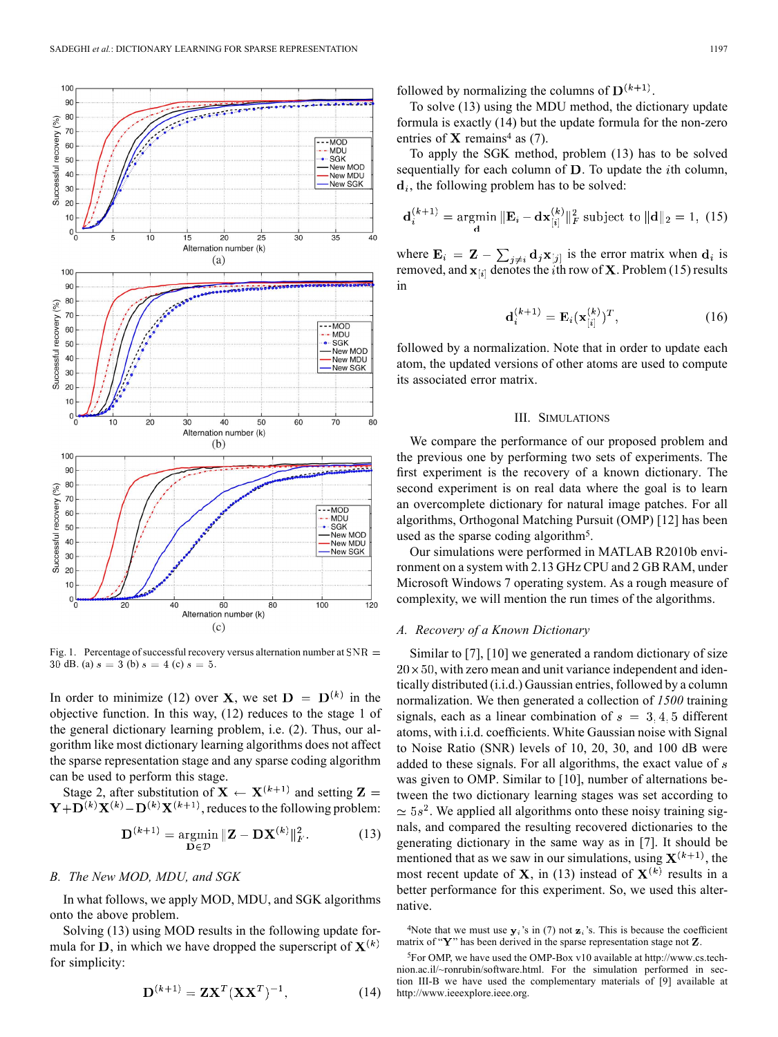Fig. 1. Percentage of successful recovery versus alternation number at $\mathrm{SNR} = 30$ dB. (a) $s = 3$ (b) $s = 4$ (c) $s = 5$.

In order to minimize (12) over $\mathbf{X}$, we set $\mathbf{D} = \mathbf{D}^{(k)}$ in the objective function. In this way, (12) reduces to the stage 1 of the general dictionary learning problem, i.e. (2). Thus, our algorithm like most dictionary learning algorithms does not affect the sparse representation stage and any sparse coding algorithm can be used to perform this stage.

Stage 2, after substitution of $\mathbf{X} \leftarrow \mathbf{X}^{(k+1)}$ and setting $\mathbf{Z} = \mathbf{Y} + \mathbf{D}^{(k)}\mathbf{X}^{(k)} - \mathbf{D}^{(k)}\mathbf{X}^{(k+1)}$, reduces to the following problem:

$$\mathbf{D}^{(k+1)} = \underset{\mathbf{D} \in \mathcal{D}}{\operatorname{argmin}} \|\mathbf{Z} - \mathbf{D}\mathbf{X}^{(k)}\|_F^2. \tag{13}$$

### B. The New MOD, MDU, and SGK

In what follows, we apply MOD, MDU, and SGK algorithms onto the above problem.

Solving (13) using MOD results in the following update formula for $\mathbf{D}$, in which we have dropped the superscript of $\mathbf{X}^{(k)}$ for simplicity:

$$\mathbf{D}^{(k+1)} = \mathbf{Z}\mathbf{X}^T(\mathbf{X}\mathbf{X}^T)^{-1}, \tag{14}$$

followed by normalizing the columns of $\mathbf{D}^{(k+1)}$.

To solve (13) using the MDU method, the dictionary update formula is exactly (14) but the update formula for the non-zero entries of $\mathbf{X}$ remains[4] as (7).

To apply the SGK method, problem (13) has to be solved sequentially for each column of $\mathbf{D}$. To update the $i$th column, $\mathbf{d}_i$, the following problem has to be solved:

$$\mathbf{d}_i^{(k+1)} = \underset{\mathbf{d}}{\operatorname{argmin}} \|\mathbf{E}_i - \mathbf{d}\mathbf{x}_{[i]}^{(k)}\|_F^2 \text{ subject to } \|\mathbf{d}\|_2 = 1, \tag{15}$$

where $\mathbf{E}_i = \mathbf{Z} - \sum_{j \neq i} \mathbf{d}_j \mathbf{x}_{[j]}$ is the error matrix when $\mathbf{d}_i$ is removed, and $\mathbf{x}_{[i]}$ denotes the $i$th row of $\mathbf{X}$. Problem (15) results in

$$\mathbf{d}_i^{(k+1)} = \mathbf{E}_i(\mathbf{x}_{[i]}^{(k)})^T, \tag{16}$$

followed by a normalization. Note that in order to update each atom, the updated versions of other atoms are used to compute its associated error matrix.

## III. Simulations

We compare the performance of our proposed problem and the previous one by performing two sets of experiments. The first experiment is the recovery of a known dictionary. The second experiment is on real data where the goal is to learn an overcomplete dictionary for natural image patches. For all algorithms, Orthogonal Matching Pursuit (OMP) [12] has been used as the sparse coding algorithm[5].

Our simulations were performed in MATLAB R2010b environment on a system with 2.13 GHz CPU and 2 GB RAM, under Microsoft Windows 7 operating system. As a rough measure of complexity, we will mention the run times of the algorithms.

### A. Recovery of a Known Dictionary

Similar to [7], [10] we generated a random dictionary of size $20 \times 50$, with zero mean and unit variance independent and identically distributed (i.i.d.) Gaussian entries, followed by a column normalization. We then generated a collection of *1500* training signals, each as a linear combination of $s = 3, 4, 5$ different atoms, with i.i.d. coefficients. White Gaussian noise with Signal to Noise Ratio (SNR) levels of 10, 20, 30, and 100 dB were added to these signals. For all algorithms, the exact value of $s$ was given to OMP. Similar to [10], number of alternations between the two dictionary learning stages was set according to $\simeq 5s^2$. We applied all algorithms onto these noisy training signals, and compared the resulting recovered dictionaries to the generating dictionary in the same way as in [7]. It should be mentioned that as we saw in our simulations, using $\mathbf{X}^{(k+1)}$, the most recent update of $\mathbf{X}$, in (13) instead of $\mathbf{X}^{(k)}$ results in a better performance for this experiment. So, we used this alternative.

[4]Note that we must use $\mathbf{y}_i$'s in (7) not $\mathbf{z}_i$'s. This is because the coefficient matrix of "$\mathbf{Y}$" has been derived in the sparse representation stage not $\mathbf{Z}$.

[5]For OMP, we have used the OMP-Box v10 available at http://www.cs.technion.ac.il/~ronrubin/software.html. For the simulation performed in section III-B we have used the complementary materials of [9] available at http://www.ieeexplore.ieee.org.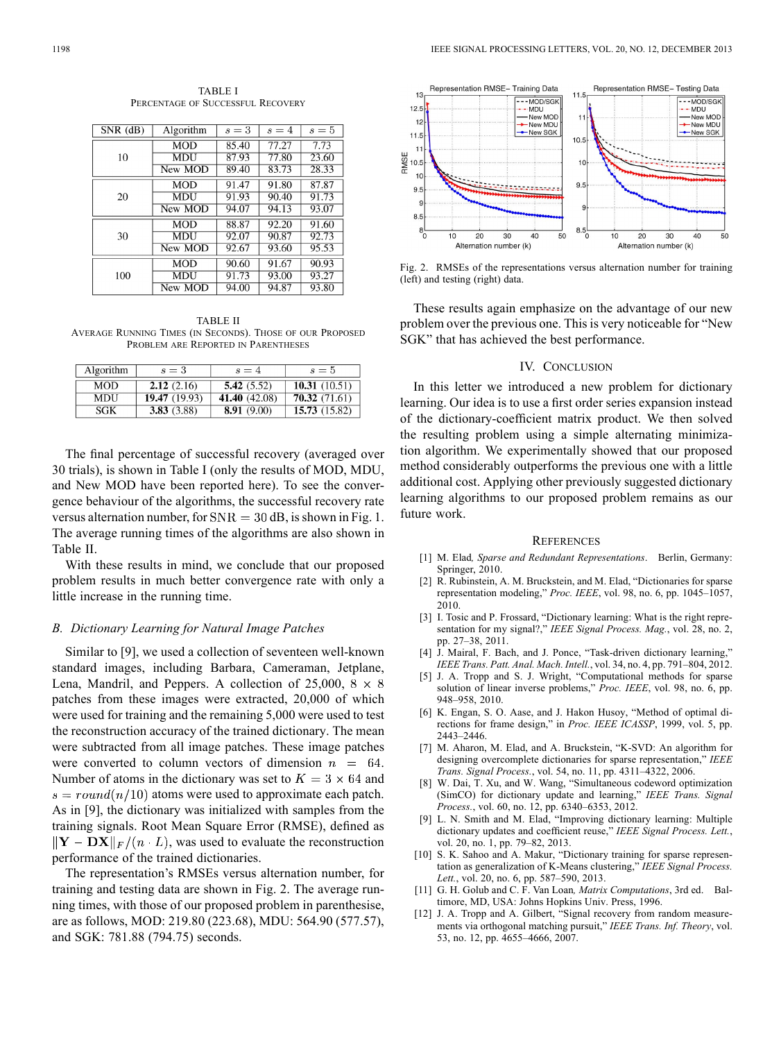TABLE I
PERCENTAGE OF SUCCESSFUL RECOVERY

| SNR (dB) | Algorithm | $s=3$ | $s=4$ | $s=5$ |
|---|---|---|---|---|
| 10 | MOD | 85.40 | 77.27 | 7.73 |
| | MDU | 87.93 | 77.80 | 23.60 |
| | New MOD | 89.40 | 83.73 | 28.33 |
| 20 | MOD | 91.47 | 91.80 | 87.87 |
| | MDU | 91.93 | 90.40 | 91.73 |
| | New MOD | 94.07 | 94.13 | 93.07 |
| 30 | MOD | 88.87 | 92.20 | 91.60 |
| | MDU | 92.07 | 90.87 | 92.73 |
| | New MOD | 92.67 | 93.60 | 95.53 |
| 100 | MOD | 90.60 | 91.67 | 90.93 |
| | MDU | 91.73 | 93.00 | 93.27 |
| | New MOD | 94.00 | 94.87 | 93.80 |

TABLE II
AVERAGE RUNNING TIMES (IN SECONDS). THOSE OF OUR PROPOSED PROBLEM ARE REPORTED IN PARENTHESES

| Algorithm | $s=3$ | $s=4$ | $s=5$ |
|---|---|---|---|
| MOD | **2.12** (2.16) | **5.42** (5.52) | **10.31** (10.51) |
| MDU | **19.47** (19.93) | **41.40** (42.08) | **70.32** (71.61) |
| SGK | **3.83** (3.88) | **8.91** (9.00) | **15.73** (15.82) |

The final percentage of successful recovery (averaged over 30 trials), is shown in Table I (only the results of MOD, MDU, and New MOD have been reported here). To see the convergence behaviour of the algorithms, the successful recovery rate versus alternation number, for $\text{SNR} = 30$ dB, is shown in Fig. 1. The average running times of the algorithms are also shown in Table II.

With these results in mind, we conclude that our proposed problem results in much better convergence rate with only a little increase in the running time.

### B. Dictionary Learning for Natural Image Patches

Similar to [9], we used a collection of seventeen well-known standard images, including Barbara, Cameraman, Jetplane, Lena, Mandril, and Peppers. A collection of 25,000, $8 \times 8$ patches from these images were extracted, 20,000 of which were used for training and the remaining 5,000 were used to test the reconstruction accuracy of the trained dictionary. The mean were subtracted from all image patches. These image patches were converted to column vectors of dimension $n = 64$. Number of atoms in the dictionary was set to $K = 3 \times 64$ and $s = round(n/10)$ atoms were used to approximate each patch. As in [9], the dictionary was initialized with samples from the training signals. Root Mean Square Error (RMSE), defined as $\|\mathbf{Y} - \mathbf{DX}\|_F/(n \cdot L)$, was used to evaluate the reconstruction performance of the trained dictionaries.

The representation's RMSEs versus alternation number, for training and testing data are shown in Fig. 2. The average running times, with those of our proposed problem in parenthesise, are as follows, MOD: 219.80 (223.68), MDU: 564.90 (577.57), and SGK: 781.88 (794.75) seconds.

Representation RMSE– Training Data
RMSE
Alternation number (k)
MOD/SGK
MDU
New MOD
New MDU
New SGK

Representation RMSE– Testing Data
Alternation number (k)
MOD/SGK
MDU
New MOD
New MDU
New SGK

Fig. 2. RMSEs of the representations versus alternation number for training (left) and testing (right) data.

These results again emphasize on the advantage of our new problem over the previous one. This is very noticeable for "New SGK" that has achieved the best performance.

## IV. CONCLUSION

In this letter we introduced a new problem for dictionary learning. Our idea is to use a first order series expansion instead of the dictionary-coefficient matrix product. We then solved the resulting problem using a simple alternating minimization algorithm. We experimentally showed that our proposed method considerably outperforms the previous one with a little additional cost. Applying other previously suggested dictionary learning algorithms to our proposed problem remains as our future work.

## REFERENCES

[1] M. Elad, *Sparse and Redundant Representations*. Berlin, Germany: Springer, 2010.

[2] R. Rubinstein, A. M. Bruckstein, and M. Elad, "Dictionaries for sparse representation modeling," *Proc. IEEE*, vol. 98, no. 6, pp. 1045–1057, 2010.

[3] I. Tosic and P. Frossard, "Dictionary learning: What is the right representation for my signal?," *IEEE Signal Process. Mag.*, vol. 28, no. 2, pp. 27–38, 2011.

[4] J. Mairal, F. Bach, and J. Ponce, "Task-driven dictionary learning," *IEEE Trans. Patt. Anal. Mach. Intell.*, vol. 34, no. 4, pp. 791–804, 2012.

[5] J. A. Tropp and S. J. Wright, "Computational methods for sparse solution of linear inverse problems," *Proc. IEEE*, vol. 98, no. 6, pp. 948–958, 2010.

[6] K. Engan, S. O. Aase, and J. Hakon Husoy, "Method of optimal directions for frame design," in *Proc. IEEE ICASSP*, 1999, vol. 5, pp. 2443–2446.

[7] M. Aharon, M. Elad, and A. Bruckstein, "K-SVD: An algorithm for designing overcomplete dictionaries for sparse representation," *IEEE Trans. Signal Process.*, vol. 54, no. 11, pp. 4311–4322, 2006.

[8] W. Dai, T. Xu, and W. Wang, "Simultaneous codeword optimization (SimCO) for dictionary update and learning," *IEEE Trans. Signal Process.*, vol. 60, no. 12, pp. 6340–6353, 2012.

[9] L. N. Smith and M. Elad, "Improving dictionary learning: Multiple dictionary updates and coefficient reuse," *IEEE Signal Process. Lett.*, vol. 20, no. 1, pp. 79–82, 2013.

[10] S. K. Sahoo and A. Makur, "Dictionary training for sparse representation as generalization of K-Means clustering," *IEEE Signal Process. Lett.*, vol. 20, no. 6, pp. 587–590, 2013.

[11] G. H. Golub and C. F. Van Loan, *Matrix Computations*, 3rd ed. Baltimore, MD, USA: Johns Hopkins Univ. Press, 1996.

[12] J. A. Tropp and A. Gilbert, "Signal recovery from random measurements via orthogonal matching pursuit," *IEEE Trans. Inf. Theory*, vol. 53, no. 12, pp. 4655–4666, 2007.